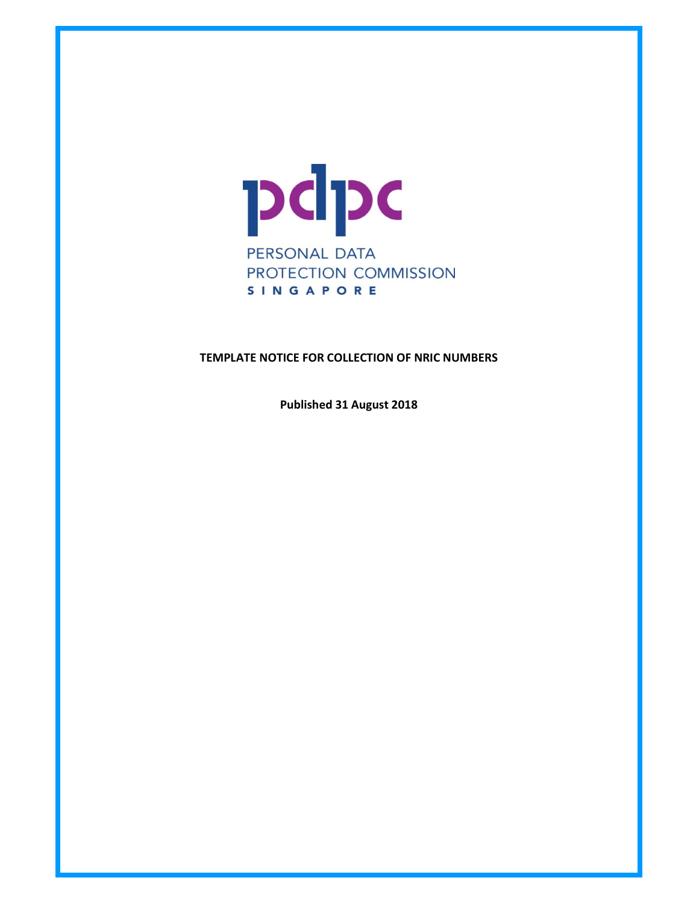PERSONAL DATA PROTECTION COMMISSION
SINGAPORE

# TEMPLATE NOTICE FOR COLLECTION OF NRIC NUMBERS

**Published 31 August 2018**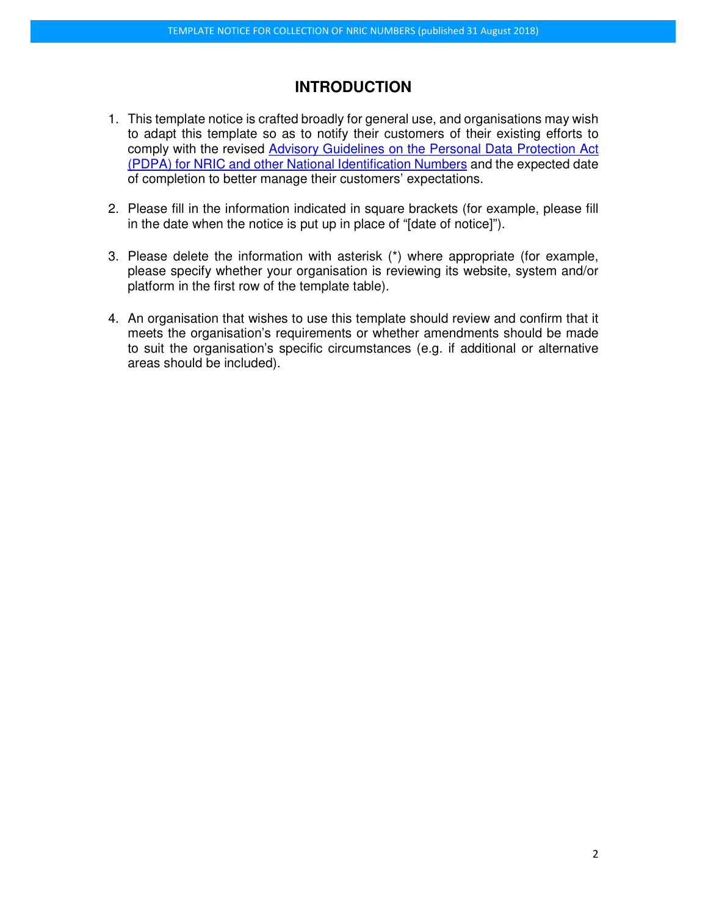# INTRODUCTION

1. This template notice is crafted broadly for general use, and organisations may wish to adapt this template so as to notify their customers of their existing efforts to comply with the revised Advisory Guidelines on the Personal Data Protection Act (PDPA) for NRIC and other National Identification Numbers and the expected date of completion to better manage their customers' expectations.

2. Please fill in the information indicated in square brackets (for example, please fill in the date when the notice is put up in place of "[date of notice]").

3. Please delete the information with asterisk (*) where appropriate (for example, please specify whether your organisation is reviewing its website, system and/or platform in the first row of the template table).

4. An organisation that wishes to use this template should review and confirm that it meets the organisation's requirements or whether amendments should be made to suit the organisation's specific circumstances (e.g. if additional or alternative areas should be included).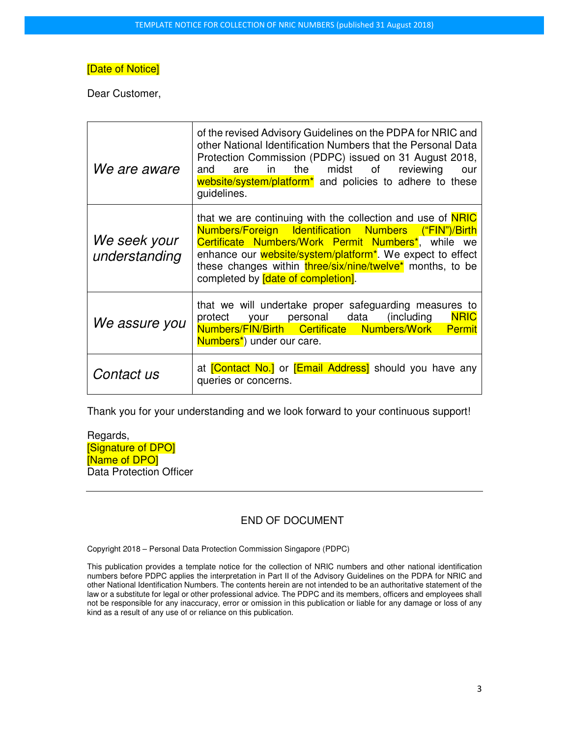[Date of Notice]

Dear Customer,

| | |
|---|---|
| *We are aware* | of the revised Advisory Guidelines on the PDPA for NRIC and other National Identification Numbers that the Personal Data Protection Commission (PDPC) issued on 31 August 2018, and are in the midst of reviewing our website/system/platform* and policies to adhere to these guidelines. |
| *We seek your understanding* | that we are continuing with the collection and use of NRIC Numbers/Foreign Identification Numbers ("FIN")/Birth Certificate Numbers/Work Permit Numbers*, while we enhance our website/system/platform*. We expect to effect these changes within three/six/nine/twelve* months, to be completed by [date of completion]. |
| *We assure you* | that we will undertake proper safeguarding measures to protect your personal data (including NRIC Numbers/FIN/Birth Certificate Numbers/Work Permit Numbers*) under our care. |
| *Contact us* | at [Contact No.] or [Email Address] should you have any queries or concerns. |

Thank you for your understanding and we look forward to your continuous support!

Regards,
[Signature of DPO]
[Name of DPO]
Data Protection Officer

---

END OF DOCUMENT

Copyright 2018 – Personal Data Protection Commission Singapore (PDPC)

This publication provides a template notice for the collection of NRIC numbers and other national identification numbers before PDPC applies the interpretation in Part II of the Advisory Guidelines on the PDPA for NRIC and other National Identification Numbers. The contents herein are not intended to be an authoritative statement of the law or a substitute for legal or other professional advice. The PDPC and its members, officers and employees shall not be responsible for any inaccuracy, error or omission in this publication or liable for any damage or loss of any kind as a result of any use of or reliance on this publication.